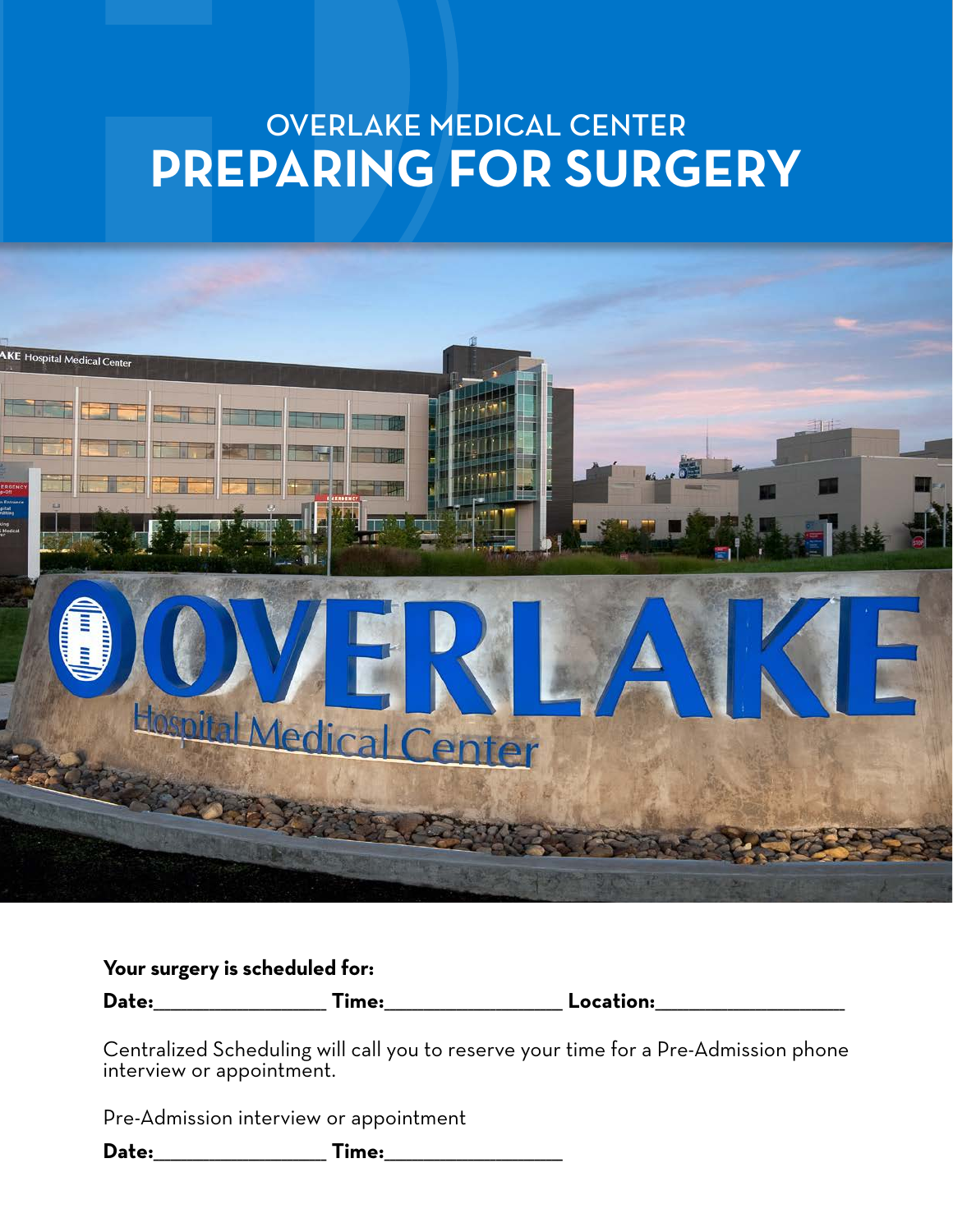# OVERLAKE MEDICAL CENTER
# PREPARING FOR SURGERY

**Your surgery is scheduled for:**

**Date:**\_\_\_\_\_\_\_\_\_\_\_\_\_\_\_\_ **Time:**\_\_\_\_\_\_\_\_\_\_\_\_\_\_\_\_ **Location:**\_\_\_\_\_\_\_\_\_\_\_\_\_\_\_\_

Centralized Scheduling will call you to reserve your time for a Pre-Admission phone interview or appointment.

Pre-Admission interview or appointment

**Date:**\_\_\_\_\_\_\_\_\_\_\_\_\_\_\_\_ **Time:**\_\_\_\_\_\_\_\_\_\_\_\_\_\_\_\_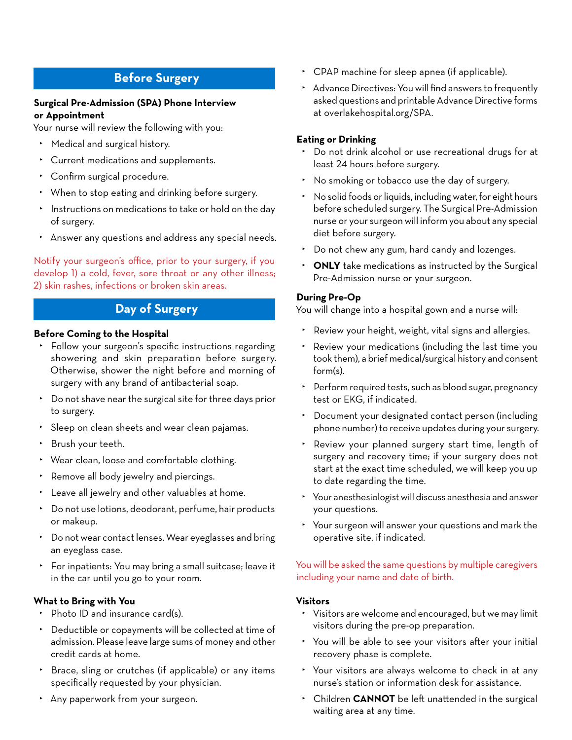## Before Surgery

### Surgical Pre-Admission (SPA) Phone Interview or Appointment

Your nurse will review the following with you:

- Medical and surgical history.
- Current medications and supplements.
- Confirm surgical procedure.
- When to stop eating and drinking before surgery.
- Instructions on medications to take or hold on the day of surgery.
- Answer any questions and address any special needs.

Notify your surgeon's office, prior to your surgery, if you develop 1) a cold, fever, sore throat or any other illness; 2) skin rashes, infections or broken skin areas.

## Day of Surgery

### Before Coming to the Hospital

- Follow your surgeon's specific instructions regarding showering and skin preparation before surgery. Otherwise, shower the night before and morning of surgery with any brand of antibacterial soap.
- Do not shave near the surgical site for three days prior to surgery.
- Sleep on clean sheets and wear clean pajamas.
- Brush your teeth.
- Wear clean, loose and comfortable clothing.
- Remove all body jewelry and piercings.
- Leave all jewelry and other valuables at home.
- Do not use lotions, deodorant, perfume, hair products or makeup.
- Do not wear contact lenses. Wear eyeglasses and bring an eyeglass case.
- For inpatients: You may bring a small suitcase; leave it in the car until you go to your room.

### What to Bring with You

- Photo ID and insurance card(s).
- Deductible or copayments will be collected at time of admission. Please leave large sums of money and other credit cards at home.
- Brace, sling or crutches (if applicable) or any items specifically requested by your physician.
- Any paperwork from your surgeon.
- CPAP machine for sleep apnea (if applicable).
- Advance Directives: You will find answers to frequently asked questions and printable Advance Directive forms at overlakehospital.org/SPA.

### Eating or Drinking

- Do not drink alcohol or use recreational drugs for at least 24 hours before surgery.
- No smoking or tobacco use the day of surgery.
- No solid foods or liquids, including water, for eight hours before scheduled surgery. The Surgical Pre-Admission nurse or your surgeon will inform you about any special diet before surgery.
- Do not chew any gum, hard candy and lozenges.
- **ONLY** take medications as instructed by the Surgical Pre-Admission nurse or your surgeon.

### During Pre-Op

You will change into a hospital gown and a nurse will:

- Review your height, weight, vital signs and allergies.
- Review your medications (including the last time you took them), a brief medical/surgical history and consent form(s).
- Perform required tests, such as blood sugar, pregnancy test or EKG, if indicated.
- Document your designated contact person (including phone number) to receive updates during your surgery.
- Review your planned surgery start time, length of surgery and recovery time; if your surgery does not start at the exact time scheduled, we will keep you up to date regarding the time.
- Your anesthesiologist will discuss anesthesia and answer your questions.
- Your surgeon will answer your questions and mark the operative site, if indicated.

You will be asked the same questions by multiple caregivers including your name and date of birth.

### Visitors

- Visitors are welcome and encouraged, but we may limit visitors during the pre-op preparation.
- You will be able to see your visitors after your initial recovery phase is complete.
- Your visitors are always welcome to check in at any nurse's station or information desk for assistance.
- Children **CANNOT** be left unattended in the surgical waiting area at any time.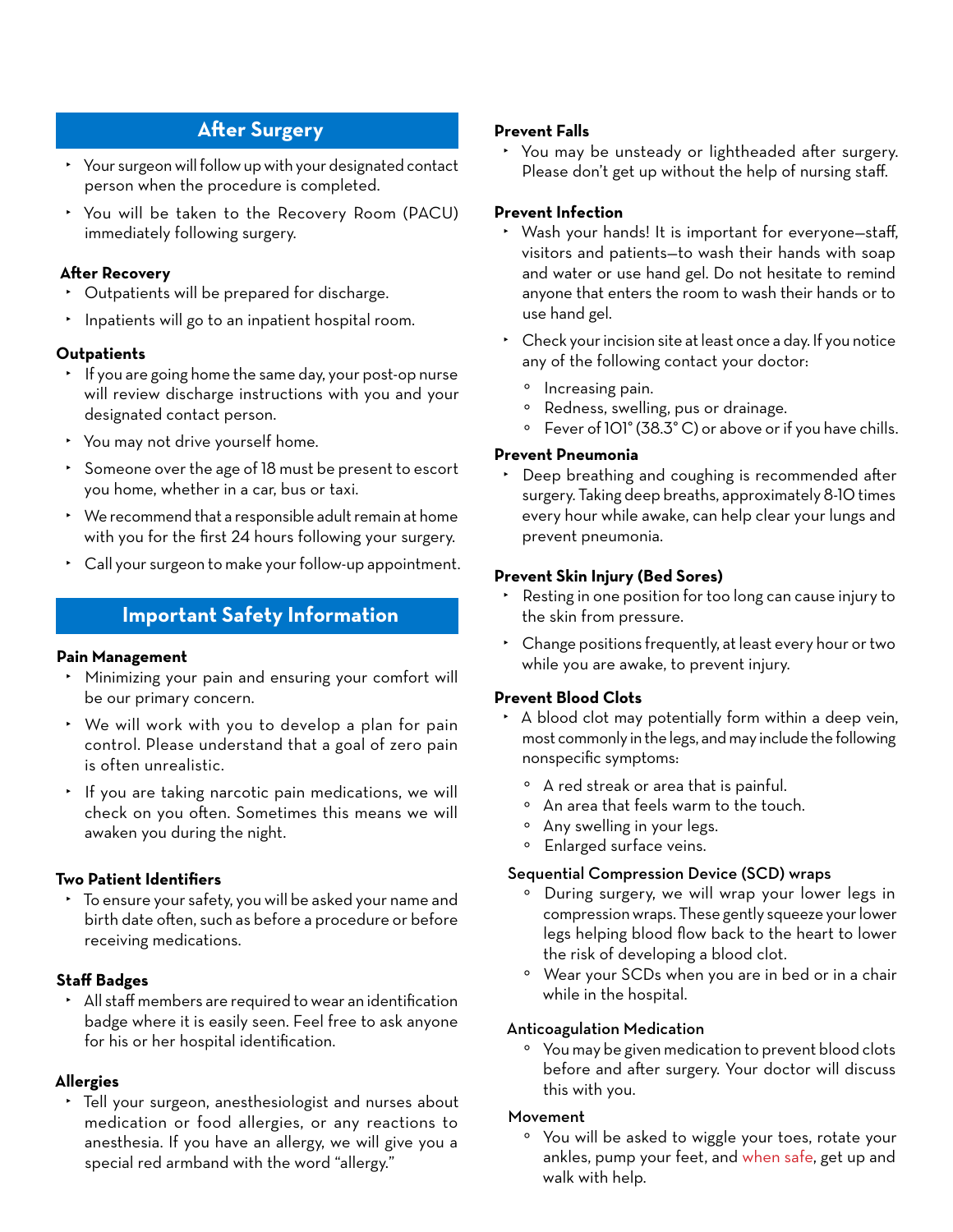## After Surgery

- Your surgeon will follow up with your designated contact person when the procedure is completed.
- You will be taken to the Recovery Room (PACU) immediately following surgery.

### After Recovery

- Outpatients will be prepared for discharge.
- Inpatients will go to an inpatient hospital room.

### Outpatients

- If you are going home the same day, your post-op nurse will review discharge instructions with you and your designated contact person.
- You may not drive yourself home.
- Someone over the age of 18 must be present to escort you home, whether in a car, bus or taxi.
- We recommend that a responsible adult remain at home with you for the first 24 hours following your surgery.
- Call your surgeon to make your follow-up appointment.

## Important Safety Information

### Pain Management

- Minimizing your pain and ensuring your comfort will be our primary concern.
- We will work with you to develop a plan for pain control. Please understand that a goal of zero pain is often unrealistic.
- If you are taking narcotic pain medications, we will check on you often. Sometimes this means we will awaken you during the night.

### Two Patient Identifiers

- To ensure your safety, you will be asked your name and birth date often, such as before a procedure or before receiving medications.

### Staff Badges

- All staff members are required to wear an identification badge where it is easily seen. Feel free to ask anyone for his or her hospital identification.

### Allergies

- Tell your surgeon, anesthesiologist and nurses about medication or food allergies, or any reactions to anesthesia. If you have an allergy, we will give you a special red armband with the word "allergy."

### Prevent Falls

- You may be unsteady or lightheaded after surgery. Please don't get up without the help of nursing staff.

### Prevent Infection

- Wash your hands! It is important for everyone—staff, visitors and patients—to wash their hands with soap and water or use hand gel. Do not hesitate to remind anyone that enters the room to wash their hands or to use hand gel.
- Check your incision site at least once a day. If you notice any of the following contact your doctor:
  - Increasing pain.
  - Redness, swelling, pus or drainage.
  - Fever of 101° (38.3° C) or above or if you have chills.

### Prevent Pneumonia

- Deep breathing and coughing is recommended after surgery. Taking deep breaths, approximately 8-10 times every hour while awake, can help clear your lungs and prevent pneumonia.

### Prevent Skin Injury (Bed Sores)

- Resting in one position for too long can cause injury to the skin from pressure.
- Change positions frequently, at least every hour or two while you are awake, to prevent injury.

### Prevent Blood Clots

- A blood clot may potentially form within a deep vein, most commonly in the legs, and may include the following nonspecific symptoms:
  - A red streak or area that is painful.
  - An area that feels warm to the touch.
  - Any swelling in your legs.
  - Enlarged surface veins.

#### Sequential Compression Device (SCD) wraps

- During surgery, we will wrap your lower legs in compression wraps. These gently squeeze your lower legs helping blood flow back to the heart to lower the risk of developing a blood clot.
- Wear your SCDs when you are in bed or in a chair while in the hospital.

#### Anticoagulation Medication

- You may be given medication to prevent blood clots before and after surgery. Your doctor will discuss this with you.

#### Movement

- You will be asked to wiggle your toes, rotate your ankles, pump your feet, and when safe, get up and walk with help.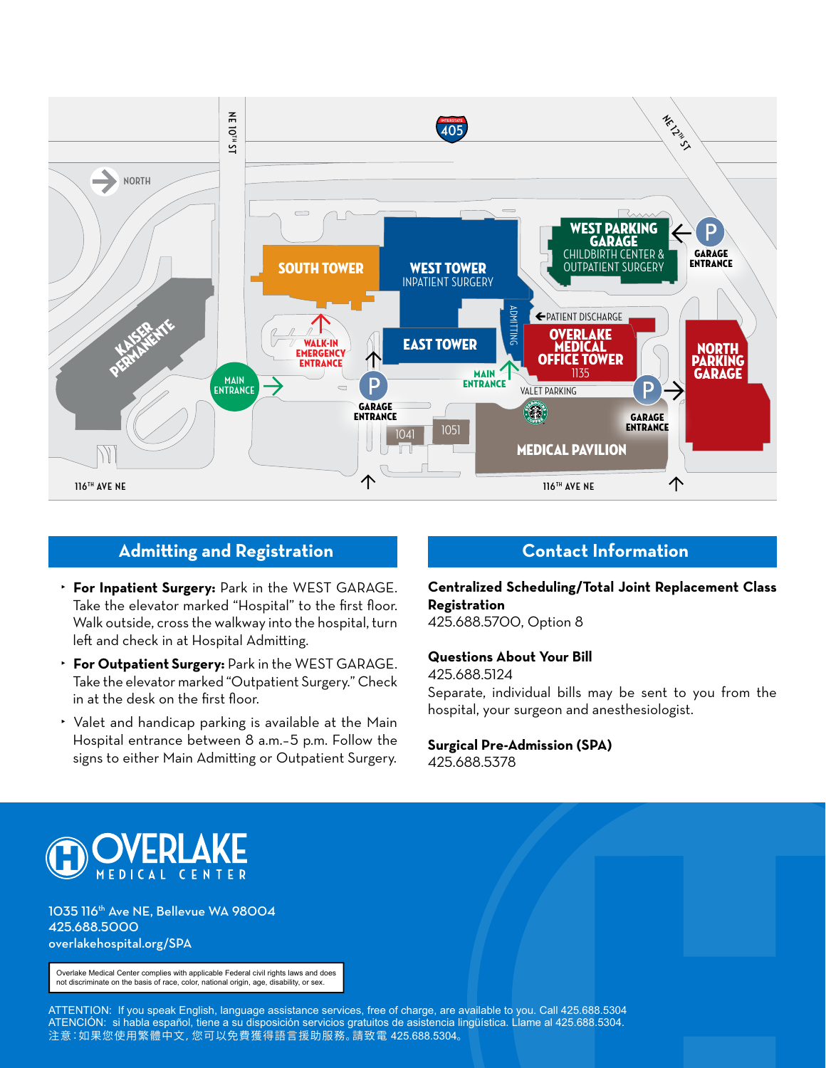NE 10TH ST

405

NE 12TH ST

NORTH

SOUTH TOWER

WEST TOWER
INPATIENT SURGERY

WEST PARKING GARAGE
CHILDBIRTH CENTER & OUTPATIENT SURGERY

GARAGE ENTRANCE

KAISER PERMANENTE

WALK-IN EMERGENCY ENTRANCE

EAST TOWER

ADMITTING

PATIENT DISCHARGE

OVERLAKE MEDICAL OFFICE TOWER
1135

NORTH PARKING GARAGE

MAIN ENTRANCE

GARAGE ENTRANCE

MAIN ENTRANCE

VALET PARKING

GARAGE ENTRANCE

1041

1051

MEDICAL PAVILION

116TH AVE NE

116TH AVE NE

## Admitting and Registration

- **For Inpatient Surgery:** Park in the WEST GARAGE. Take the elevator marked "Hospital" to the first floor. Walk outside, cross the walkway into the hospital, turn left and check in at Hospital Admitting.
- **For Outpatient Surgery:** Park in the WEST GARAGE. Take the elevator marked "Outpatient Surgery." Check in at the desk on the first floor.
- Valet and handicap parking is available at the Main Hospital entrance between 8 a.m.–5 p.m. Follow the signs to either Main Admitting or Outpatient Surgery.

## Contact Information

**Centralized Scheduling/Total Joint Replacement Class Registration**
425.688.5700, Option 8

**Questions About Your Bill**
425.688.5124
Separate, individual bills may be sent to you from the hospital, your surgeon and anesthesiologist.

**Surgical Pre-Admission (SPA)**
425.688.5378

OVERLAKE MEDICAL CENTER

1035 116th Ave NE, Bellevue WA 98004
425.688.5000
overlakehospital.org/SPA

Overlake Medical Center complies with applicable Federal civil rights laws and does not discriminate on the basis of race, color, national origin, age, disability, or sex.

ATTENTION: If you speak English, language assistance services, free of charge, are available to you. Call 425.688.5304
ATENCIÓN: si habla español, tiene a su disposición servicios gratuitos de asistencia lingüística. Llame al 425.688.5304.
注意：如果您使用繁體中文，您可以免費獲得語言援助服務。請致電 425.688.5304。